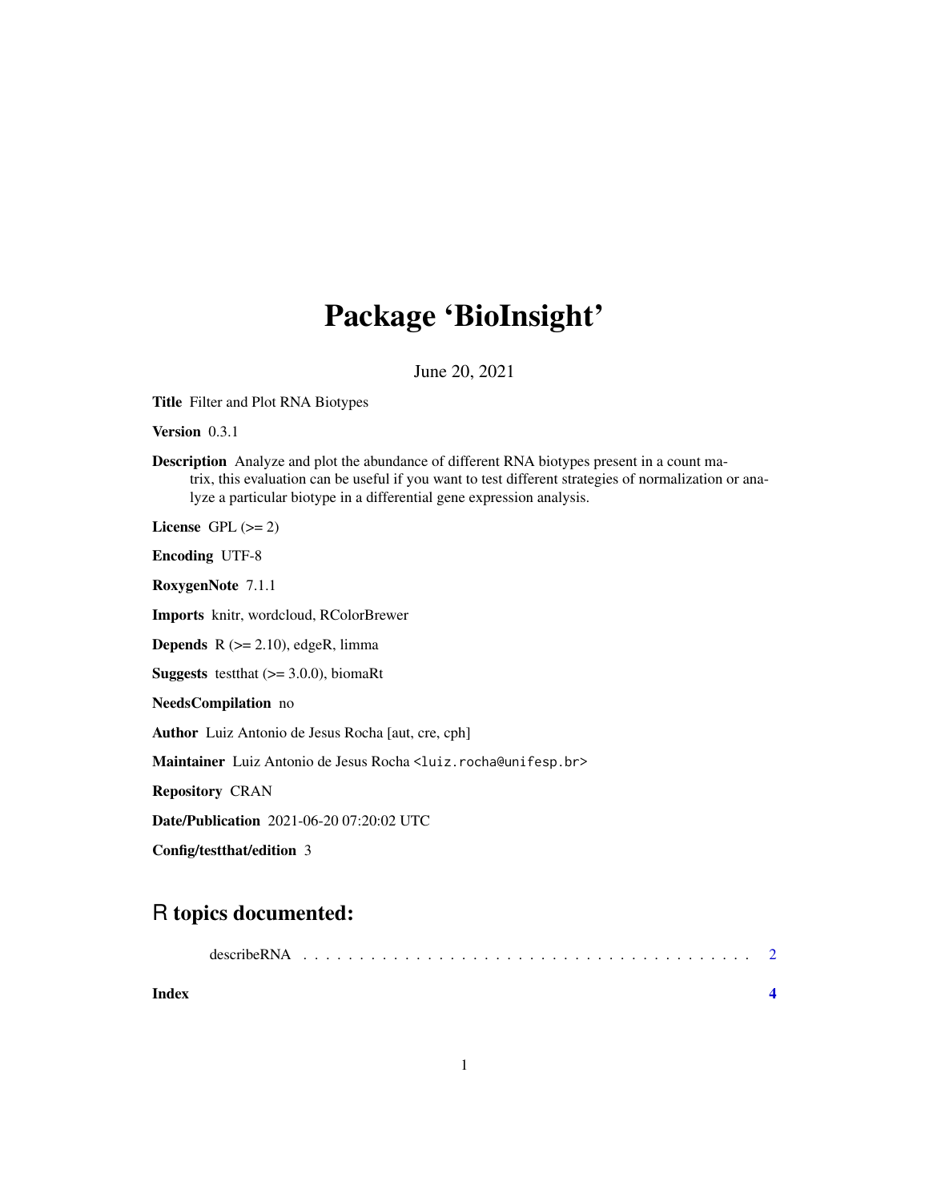# Package 'BioInsight'

June 20, 2021

**Title** Filter and Plot RNA Biotypes

**Version** 0.3.1

**Description** Analyze and plot the abundance of different RNA biotypes present in a count matrix, this evaluation can be useful if you want to test different strategies of normalization or analyze a particular biotype in a differential gene expression analysis.

**License** GPL (>= 2)

**Encoding** UTF-8

**RoxygenNote** 7.1.1

**Imports** knitr, wordcloud, RColorBrewer

**Depends** R (>= 2.10), edgeR, limma

**Suggests** testthat (>= 3.0.0), biomaRt

**NeedsCompilation** no

**Author** Luiz Antonio de Jesus Rocha [aut, cre, cph]

**Maintainer** Luiz Antonio de Jesus Rocha <luiz.rocha@unifesp.br>

**Repository** CRAN

**Date/Publication** 2021-06-20 07:20:02 UTC

**Config/testthat/edition** 3

## R topics documented:

describeRNA . . . . . . . . . . . . . . . . . . . . . . . . . . . . . . . . . . . . . . . . 2

**Index** **4**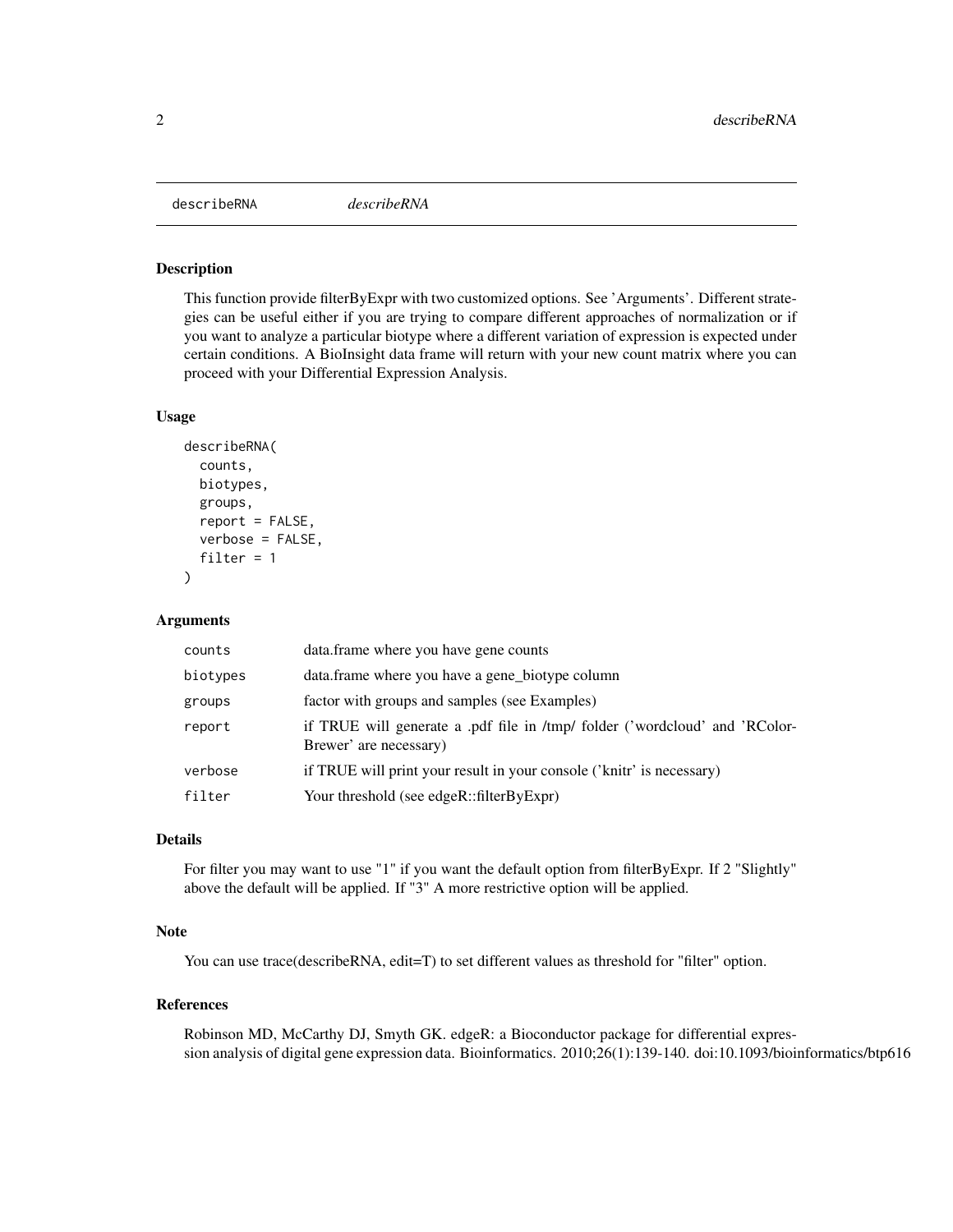# describeRNA *describeRNA*

## Description

This function provide filterByExpr with two customized options. See 'Arguments'. Different strategies can be useful either if you are trying to compare different approaches of normalization or if you want to analyze a particular biotype where a different variation of expression is expected under certain conditions. A BioInsight data frame will return with your new count matrix where you can proceed with your Differential Expression Analysis.

## Usage

```
describeRNA(
  counts,
  biotypes,
  groups,
  report = FALSE,
  verbose = FALSE,
  filter = 1
)
```

## Arguments

| | |
|---|---|
| `counts` | data.frame where you have gene counts |
| `biotypes` | data.frame where you have a gene_biotype column |
| `groups` | factor with groups and samples (see Examples) |
| `report` | if TRUE will generate a .pdf file in /tmp/ folder ('wordcloud' and 'RColorBrewer' are necessary) |
| `verbose` | if TRUE will print your result in your console ('knitr' is necessary) |
| `filter` | Your threshold (see edgeR::filterByExpr) |

## Details

For filter you may want to use "1" if you want the default option from filterByExpr. If 2 "Slightly" above the default will be applied. If "3" A more restrictive option will be applied.

## Note

You can use trace(describeRNA, edit=T) to set different values as threshold for "filter" option.

## References

Robinson MD, McCarthy DJ, Smyth GK. edgeR: a Bioconductor package for differential expression analysis of digital gene expression data. Bioinformatics. 2010;26(1):139-140. doi:10.1093/bioinformatics/btp616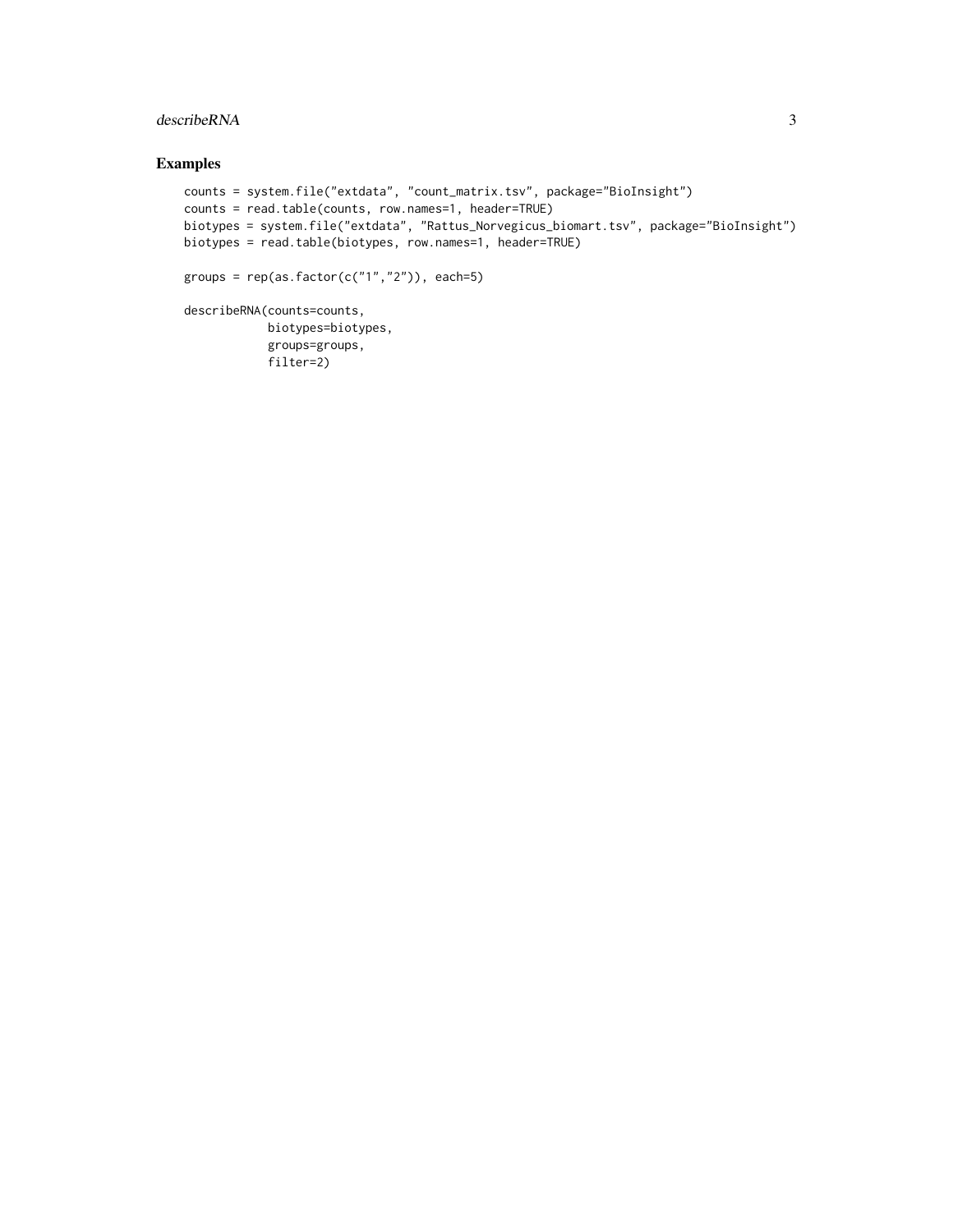## Examples

```
counts = system.file("extdata", "count_matrix.tsv", package="BioInsight")
counts = read.table(counts, row.names=1, header=TRUE)
biotypes = system.file("extdata", "Rattus_Norvegicus_biomart.tsv", package="BioInsight")
biotypes = read.table(biotypes, row.names=1, header=TRUE)

groups = rep(as.factor(c("1","2")), each=5)

describeRNA(counts=counts,
            biotypes=biotypes,
            groups=groups,
            filter=2)
```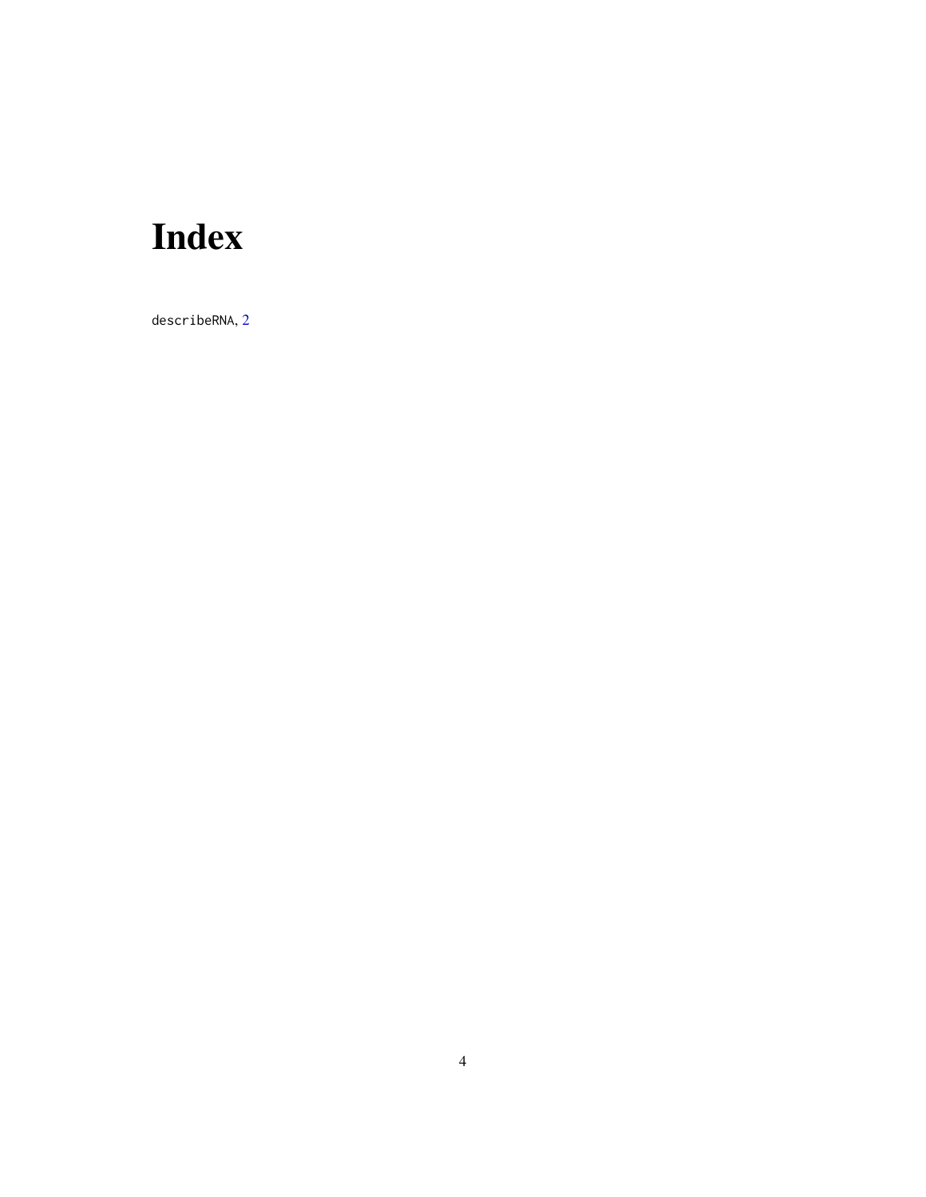# Index

describeRNA, 2